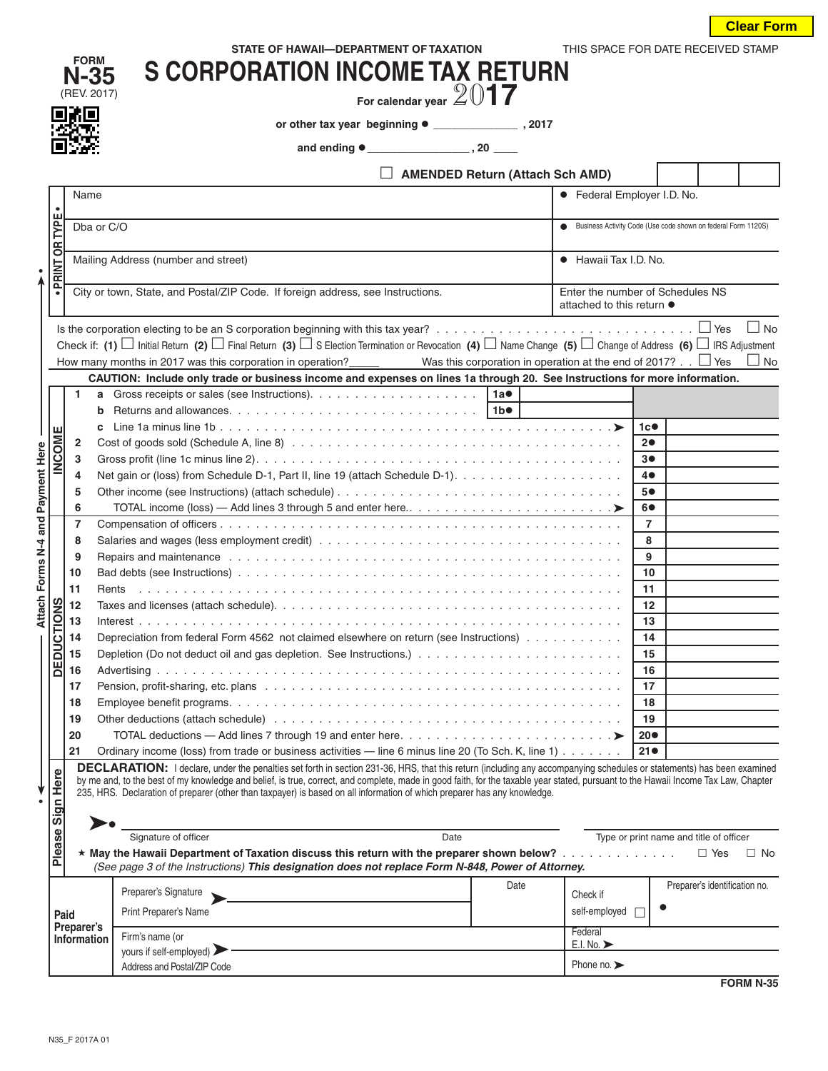Clear Form

FORM **N-35** (REV. 2017)

STATE OF HAWAII—DEPARTMENT OF TAXATION

# S CORPORATION INCOME TAX RETURN

For calendar year **2017**

or other tax year beginning ● ______________ , 2017

and ending ● _________________ , 20 ____

THIS SPACE FOR DATE RECEIVED STAMP

☐ **AMENDED Return (Attach Sch AMD)**

| • PRINT OR TYPE • | |
|---|---|
| Name | ● Federal Employer I.D. No. |
| Dba or C/O | ● Business Activity Code (Use code shown on federal Form 1120S) |
| Mailing Address (number and street) | ● Hawaii Tax I.D. No. |
| City or town, State, and Postal/ZIP Code. If foreign address, see Instructions. | Enter the number of Schedules NS attached to this return ● |

Is the corporation electing to be an S corporation beginning with this tax year? . . . . ☐ Yes ☐ No

Check if: **(1)** ☐ Initial Return **(2)** ☐ Final Return **(3)** ☐ S Election Termination or Revocation **(4)** ☐ Name Change **(5)** ☐ Change of Address **(6)** ☐ IRS Adjustment

How many months in 2017 was this corporation in operation?_____ Was this corporation in operation at the end of 2017? . . ☐ Yes ☐ No

**CAUTION: Include only trade or business income and expenses on lines 1a through 20. See Instructions for more information.**

| | | | | | |
|---|---|---|---|---|---|
| **INCOME** | 1 a | Gross receipts or sales (see Instructions) | 1a● | | |
| | b | Returns and allowances | 1b● | | |
| | c | Line 1a minus line 1b | | 1c● | |
| | 2 | Cost of goods sold (Schedule A, line 8) | | 2● | |
| | 3 | Gross profit (line 1c minus line 2) | | 3● | |
| | 4 | Net gain or (loss) from Schedule D-1, Part II, line 19 (attach Schedule D-1) | | 4● | |
| | 5 | Other income (see Instructions) (attach schedule) | | 5● | |
| | 6 | TOTAL income (loss) — Add lines 3 through 5 and enter here | | 6● | |
| **DEDUCTIONS** | 7 | Compensation of officers | | 7 | |
| | 8 | Salaries and wages (less employment credit) | | 8 | |
| | 9 | Repairs and maintenance | | 9 | |
| | 10 | Bad debts (see Instructions) | | 10 | |
| | 11 | Rents | | 11 | |
| | 12 | Taxes and licenses (attach schedule) | | 12 | |
| | 13 | Interest | | 13 | |
| | 14 | Depreciation from federal Form 4562 not claimed elsewhere on return (see Instructions) | | 14 | |
| | 15 | Depletion (Do not deduct oil and gas depletion. See Instructions.) | | 15 | |
| | 16 | Advertising | | 16 | |
| | 17 | Pension, profit-sharing, etc. plans | | 17 | |
| | 18 | Employee benefit programs | | 18 | |
| | 19 | Other deductions (attach schedule) | | 19 | |
| | 20 | TOTAL deductions — Add lines 7 through 19 and enter here | | 20● | |
| | 21 | Ordinary income (loss) from trade or business activities — line 6 minus line 20 (To Sch. K, line 1) | | 21● | |

Attach Forms N-4 and Payment Here

**Please Sign Here**

**DECLARATION:** I declare, under the penalties set forth in section 231-36, HRS, that this return (including any accompanying schedules or statements) has been examined by me and, to the best of my knowledge and belief, is true, correct, and complete, made in good faith, for the taxable year stated, pursuant to the Hawaii Income Tax Law, Chapter 235, HRS. Declaration of preparer (other than taxpayer) is based on all information of which preparer has any knowledge.

➤● ______________________________________ Signature of officer Date Type or print name and title of officer

★ **May the Hawaii Department of Taxation discuss this return with the preparer shown below?** . . . . ☐ Yes ☐ No
*(See page 3 of the Instructions)* ***This designation does not replace Form N-848, Power of Attorney.***

| **Paid Preparer's Information** | | | |
|---|---|---|---|
| Preparer's Signature ➤ / Print Preparer's Name | Date | Check if self-employed ☐ | Preparer's identification no. ● |
| Firm's name (or yours if self-employed) ➤ | | Federal E.I. No. ➤ | |
| Address and Postal/ZIP Code | | Phone no. ➤ | |

**FORM N-35**

N35_F 2017A 01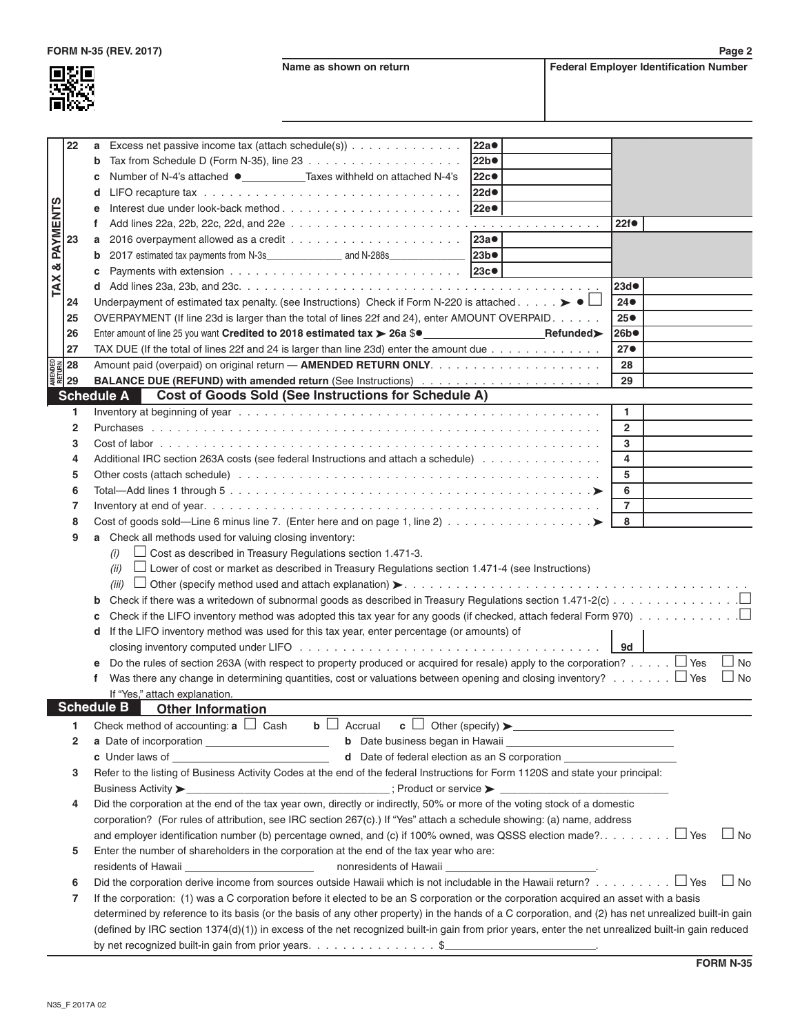FORM N-35 (REV. 2017)

Name as shown on return | Federal Employer Identification Number

**TAX & PAYMENTS**

| Line | | Description | | | | |
|---|---|---|---|---|---|---|
| 22 | a | Excess net passive income tax (attach schedule(s)) | 22a● | | | |
| | b | Tax from Schedule D (Form N-35), line 23 | 22b● | | | |
| | c | Number of N-4's attached ● ________ Taxes withheld on attached N-4's | 22c● | | | |
| | d | LIFO recapture tax | 22d● | | | |
| | e | Interest due under look-back method | 22e● | | | |
| | f | Add lines 22a, 22b, 22c, 22d, and 22e | | | 22f● | |
| 23 | a | 2016 overpayment allowed as a credit | 23a● | | | |
| | b | 2017 estimated tax payments from N-3s________ and N-288s________ | 23b● | | | |
| | c | Payments with extension | 23c● | | | |
| | d | Add lines 23a, 23b, and 23c. | | | 23d● | |
| 24 | | Underpayment of estimated tax penalty. (see Instructions) Check if Form N-220 is attached ➤ ● ☐ | | | 24● | |
| 25 | | OVERPAYMENT (If line 23d is larger than the total of lines 22f and 24), enter AMOUNT OVERPAID | | | 25● | |
| 26 | | Enter amount of line 25 you want **Credited to 2018 estimated tax ➤ 26a** $● ________ **Refunded➤** | | | 26b● | |
| 27 | | TAX DUE (If the total of lines 22f and 24 is larger than line 23d) enter the amount due | | | 27● | |
| 28 | | Amount paid (overpaid) on original return — **AMENDED RETURN ONLY**. | | | 28 | |
| 29 | | **BALANCE DUE (REFUND) with amended return** (See Instructions) | | | 29 | |

## Schedule A Cost of Goods Sold (See Instructions for Schedule A)

| Line | Description | | |
|---|---|---|---|
| 1 | Inventory at beginning of year | 1 | |
| 2 | Purchases | 2 | |
| 3 | Cost of labor | 3 | |
| 4 | Additional IRC section 263A costs (see federal Instructions and attach a schedule) | 4 | |
| 5 | Other costs (attach schedule) | 5 | |
| 6 | Total—Add lines 1 through 5 ➤ | 6 | |
| 7 | Inventory at end of year. | 7 | |
| 8 | Cost of goods sold—Line 6 minus line 7. (Enter here and on page 1, line 2) ➤ | 8 | |

9 a Check all methods used for valuing closing inventory:

- *(i)* ☐ Cost as described in Treasury Regulations section 1.471-3.
- *(ii)* ☐ Lower of cost or market as described in Treasury Regulations section 1.471-4 (see Instructions)
- *(iii)* ☐ Other (specify method used and attach explanation) ➤

b Check if there was a writedown of subnormal goods as described in Treasury Regulations section 1.471-2(c) ☐

c Check if the LIFO inventory method was adopted this tax year for any goods (if checked, attach federal Form 970) ☐

d If the LIFO inventory method was used for this tax year, enter percentage (or amounts) of closing inventory computed under LIFO **9d** ________

e Do the rules of section 263A (with respect to property produced or acquired for resale) apply to the corporation? ☐ Yes ☐ No

f Was there any change in determining quantities, cost or valuations between opening and closing inventory? ☐ Yes ☐ No
If "Yes," attach explanation.

## Schedule B Other Information

1 Check method of accounting: **a** ☐ Cash **b** ☐ Accrual **c** ☐ Other (specify) ➤ ________

2 **a** Date of incorporation ________ **b** Date business began in Hawaii ________
**c** Under laws of ________ **d** Date of federal election as an S corporation ________

3 Refer to the listing of Business Activity Codes at the end of the federal Instructions for Form 1120S and state your principal:
Business Activity ➤ ________ ; Product or service ➤ ________

4 Did the corporation at the end of the tax year own, directly or indirectly, 50% or more of the voting stock of a domestic corporation? (For rules of attribution, see IRC section 267(c).) If "Yes" attach a schedule showing: (a) name, address and employer identification number (b) percentage owned, and (c) if 100% owned, was QSSS election made? ☐ Yes ☐ No

5 Enter the number of shareholders in the corporation at the end of the tax year who are:
residents of Hawaii ________ nonresidents of Hawaii ________.

6 Did the corporation derive income from sources outside Hawaii which is not includable in the Hawaii return? ☐ Yes ☐ No

7 If the corporation: (1) was a C corporation before it elected to be an S corporation or the corporation acquired an asset with a basis determined by reference to its basis (or the basis of any other property) in the hands of a C corporation, and (2) has net unrealized built-in gain (defined by IRC section 1374(d)(1)) in excess of the net recognized built-in gain from prior years, enter the net unrealized built-in gain reduced by net recognized built-in gain from prior years. $________.

FORM N-35

N35_F 2017A 02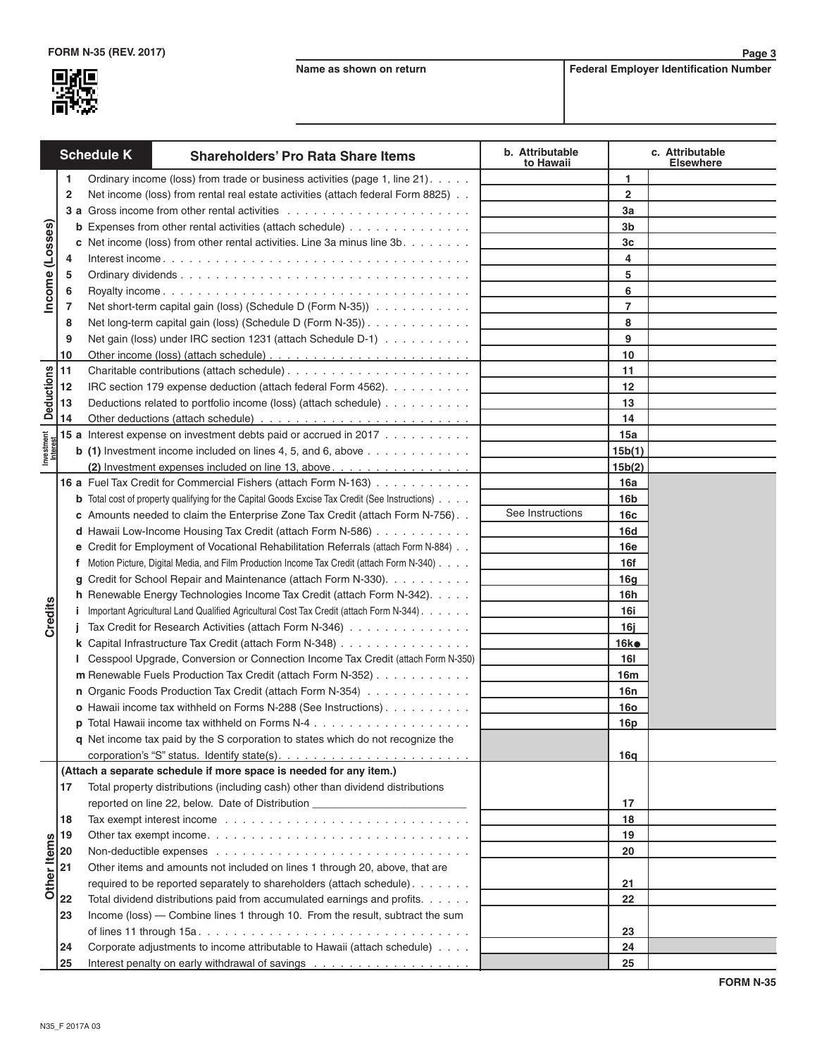FORM N-35 (REV. 2017)

| Name as shown on return | Federal Employer Identification Number |
|---|---|
| | |

| Schedule K | | Shareholders' Pro Rata Share Items | b. Attributable to Hawaii | | c. Attributable Elsewhere |
|---|---|---|---|---|---|
| **Income (Losses)** | 1 | Ordinary income (loss) from trade or business activities (page 1, line 21) | | 1 | |
| | 2 | Net income (loss) from rental real estate activities (attach federal Form 8825) | | 2 | |
| | 3 a | Gross income from other rental activities | | 3a | |
| | b | Expenses from other rental activities (attach schedule) | | 3b | |
| | c | Net income (loss) from other rental activities. Line 3a minus line 3b | | 3c | |
| | 4 | Interest income | | 4 | |
| | 5 | Ordinary dividends | | 5 | |
| | 6 | Royalty income | | 6 | |
| | 7 | Net short-term capital gain (loss) (Schedule D (Form N-35)) | | 7 | |
| | 8 | Net long-term capital gain (loss) (Schedule D (Form N-35)) | | 8 | |
| | 9 | Net gain (loss) under IRC section 1231 (attach Schedule D-1) | | 9 | |
| | 10 | Other income (loss) (attach schedule) | | 10 | |
| **Deductions** | 11 | Charitable contributions (attach schedule) | | 11 | |
| | 12 | IRC section 179 expense deduction (attach federal Form 4562) | | 12 | |
| | 13 | Deductions related to portfolio income (loss) (attach schedule) | | 13 | |
| | 14 | Other deductions (attach schedule) | | 14 | |
| **Investment Interest** | 15 a | Interest expense on investment debts paid or accrued in 2017 | | 15a | |
| | b | (1) Investment income included on lines 4, 5, and 6, above | | 15b(1) | |
| | | (2) Investment expenses included on line 13, above | | 15b(2) | |
| **Credits** | 16 a | Fuel Tax Credit for Commercial Fishers (attach Form N-163) | | 16a | |
| | b | Total cost of property qualifying for the Capital Goods Excise Tax Credit (See Instructions) | | 16b | |
| | c | Amounts needed to claim the Enterprise Zone Tax Credit (attach Form N-756) | See Instructions | 16c | |
| | d | Hawaii Low-Income Housing Tax Credit (attach Form N-586) | | 16d | |
| | e | Credit for Employment of Vocational Rehabilitation Referrals (attach Form N-884) | | 16e | |
| | f | Motion Picture, Digital Media, and Film Production Income Tax Credit (attach Form N-340) | | 16f | |
| | g | Credit for School Repair and Maintenance (attach Form N-330) | | 16g | |
| | h | Renewable Energy Technologies Income Tax Credit (attach Form N-342) | | 16h | |
| | i | Important Agricultural Land Qualified Agricultural Cost Tax Credit (attach Form N-344) | | 16i | |
| | j | Tax Credit for Research Activities (attach Form N-346) | | 16j | |
| | k | Capital Infrastructure Tax Credit (attach Form N-348) | | 16k● | |
| | l | Cesspool Upgrade, Conversion or Connection Income Tax Credit (attach Form N-350) | | 16l | |
| | m | Renewable Fuels Production Tax Credit (attach Form N-352) | | 16m | |
| | n | Organic Foods Production Tax Credit (attach Form N-354) | | 16n | |
| | o | Hawaii income tax withheld on Forms N-288 (See Instructions) | | 16o | |
| | p | Total Hawaii income tax withheld on Forms N-4 | | 16p | |
| | q | Net income tax paid by the S corporation to states which do not recognize the corporation's "S" status. Identify state(s). | | 16q | |
| **Other Items** | | **(Attach a separate schedule if more space is needed for any item.)** | | | |
| | 17 | Total property distributions (including cash) other than dividend distributions reported on line 22, below. Date of Distribution ______________________ | | 17 | |
| | 18 | Tax exempt interest income | | 18 | |
| | 19 | Other tax exempt income | | 19 | |
| | 20 | Non-deductible expenses | | 20 | |
| | 21 | Other items and amounts not included on lines 1 through 20, above, that are required to be reported separately to shareholders (attach schedule) | | 21 | |
| | 22 | Total dividend distributions paid from accumulated earnings and profits | | 22 | |
| | 23 | Income (loss) — Combine lines 1 through 10. From the result, subtract the sum of lines 11 through 15a | | 23 | |
| | 24 | Corporate adjustments to income attributable to Hawaii (attach schedule) | | 24 | |
| | 25 | Interest penalty on early withdrawal of savings | | 25 | |

FORM N-35

N35_F 2017A 03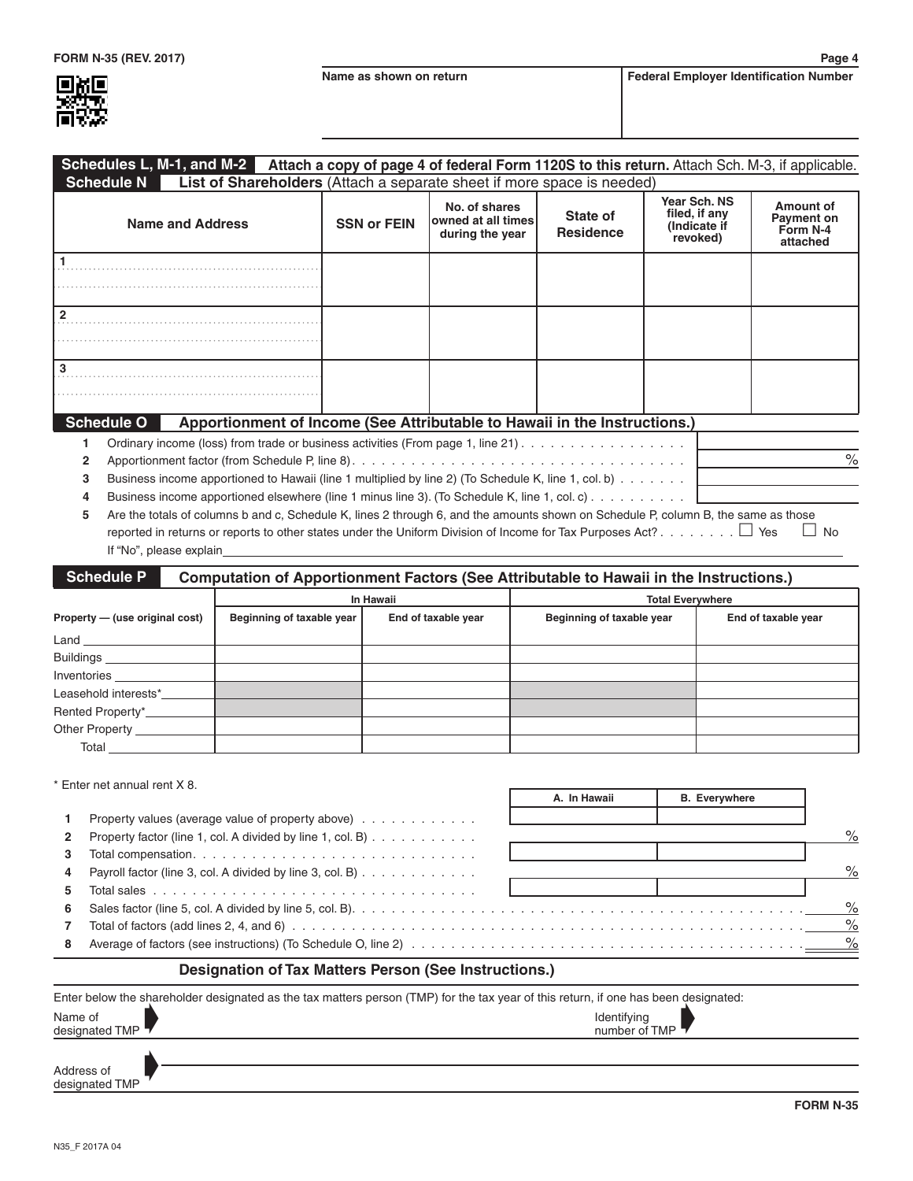FORM N-35 (REV. 2017)

| Name as shown on return | Federal Employer Identification Number |
|---|---|
| | |

## Schedules L, M-1, and M-2 — Attach a copy of page 4 of federal Form 1120S to this return. Attach Sch. M-3, if applicable.

## Schedule N — List of Shareholders (Attach a separate sheet if more space is needed)

| | Name and Address | SSN or FEIN | No. of shares owned at all times during the year | State of Residence | Year Sch. NS filed, if any (Indicate if revoked) | Amount of Payment on Form N-4 attached |
|---|---|---|---|---|---|---|
| 1 | | | | | | |
| 2 | | | | | | |
| 3 | | | | | | |

## Schedule O — Apportionment of Income (See Attributable to Hawaii in the Instructions.)

| | | |
|---|---|---|
| 1 | Ordinary income (loss) from trade or business activities (From page 1, line 21) | |
| 2 | Apportionment factor (from Schedule P, line 8) | % |
| 3 | Business income apportioned to Hawaii (line 1 multiplied by line 2) (To Schedule K, line 1, col. b) | |
| 4 | Business income apportioned elsewhere (line 1 minus line 3). (To Schedule K, line 1, col. c) | |

5 Are the totals of columns b and c, Schedule K, lines 2 through 6, and the amounts shown on Schedule P, column B, the same as those reported in returns or reports to other states under the Uniform Division of Income for Tax Purposes Act? ☐ Yes ☐ No
If "No", please explain______________________________

## Schedule P — Computation of Apportionment Factors (See Attributable to Hawaii in the Instructions.)

| | In Hawaii | | Total Everywhere | |
|---|---|---|---|---|
| Property — (use original cost) | Beginning of taxable year | End of taxable year | Beginning of taxable year | End of taxable year |
| Land | | | | |
| Buildings | | | | |
| Inventories | | | | |
| Leasehold interests* | | | | |
| Rented Property* | | | | |
| Other Property | | | | |
| Total | | | | |

\* Enter net annual rent X 8.

| | | A. In Hawaii | B. Everywhere | |
|---|---|---|---|---|
| 1 | Property values (average value of property above) | | | |
| 2 | Property factor (line 1, col. A divided by line 1, col. B) | | | % |
| 3 | Total compensation | | | |
| 4 | Payroll factor (line 3, col. A divided by line 3, col. B) | | | % |
| 5 | Total sales | | | |
| 6 | Sales factor (line 5, col. A divided by line 5, col. B) | | | % |
| 7 | Total of factors (add lines 2, 4, and 6) | | | % |
| 8 | Average of factors (see instructions) (To Schedule O, line 2) | | | % |

### Designation of Tax Matters Person (See Instructions.)

Enter below the shareholder designated as the tax matters person (TMP) for the tax year of this return, if one has been designated:

Name of designated TMP ______________________________ Identifying number of TMP ______________________________

Address of designated TMP ______________________________

FORM N-35

N35_F 2017A 04